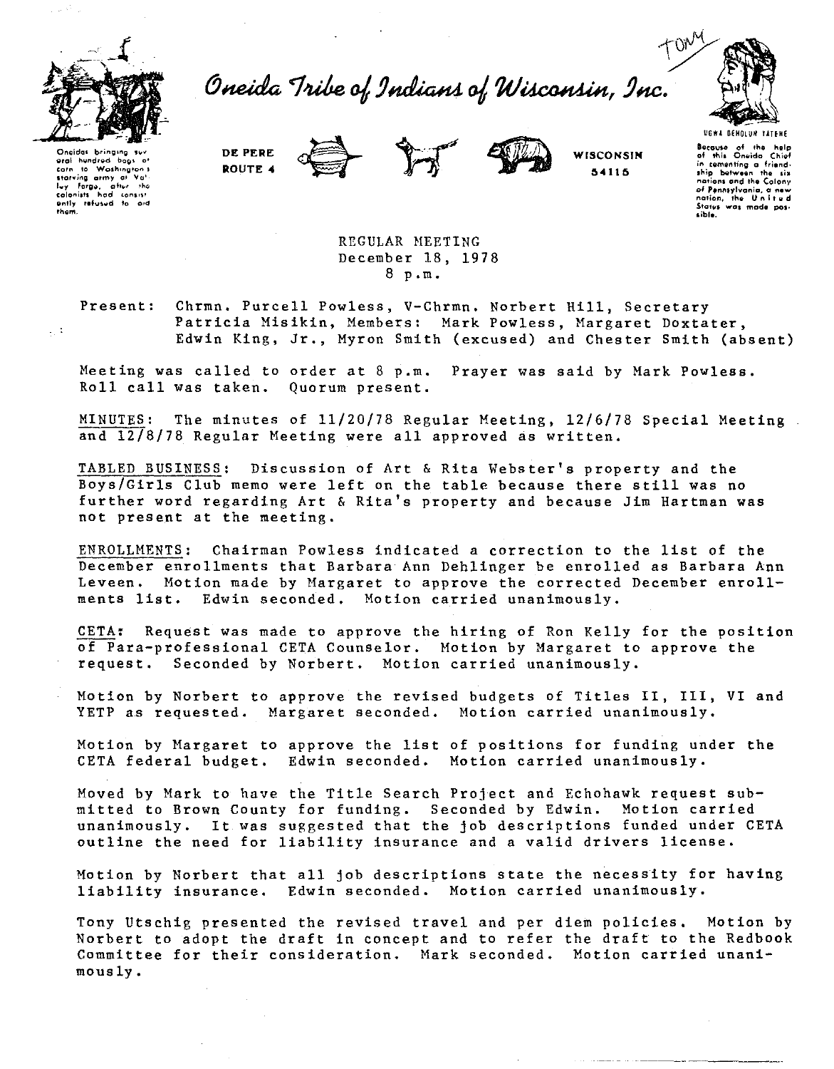# Oneida Tribe of Indians of Wisconsin, Inc.

Oneidas bringing several hundred bags of corn to Washington's starving army at Valley Forge, after the colonists had consistently refused to aid them.

DE PERE
ROUTE 4

WISCONSIN
54115

TONY

UGWA DEHOLUN YATEHE

Because of the help of this Oneida Chief in cementing a friendship between the six nations and the Colony of Pennsylvania, a new nation, the United States was made possible.

REGULAR MEETING
December 18, 1978
8 p.m.

Present: Chrmn. Purcell Powless, V-Chrmn. Norbert Hill, Secretary Patricia Misikin, Members: Mark Powless, Margaret Doxtater, Edwin King, Jr., Myron Smith (excused) and Chester Smith (absent)

Meeting was called to order at 8 p.m. Prayer was said by Mark Powless. Roll call was taken. Quorum present.

MINUTES: The minutes of 11/20/78 Regular Meeting, 12/6/78 Special Meeting and 12/8/78 Regular Meeting were all approved as written.

TABLED BUSINESS: Discussion of Art & Rita Webster's property and the Boys/Girls Club memo were left on the table because there still was no further word regarding Art & Rita's property and because Jim Hartman was not present at the meeting.

ENROLLMENTS: Chairman Powless indicated a correction to the list of the December enrollments that Barbara Ann Dehlinger be enrolled as Barbara Ann Leveen. Motion made by Margaret to approve the corrected December enrollments list. Edwin seconded. Motion carried unanimously.

CETA: Request was made to approve the hiring of Ron Kelly for the position of Para-professional CETA Counselor. Motion by Margaret to approve the request. Seconded by Norbert. Motion carried unanimously.

Motion by Norbert to approve the revised budgets of Titles II, III, VI and YETP as requested. Margaret seconded. Motion carried unanimously.

Motion by Margaret to approve the list of positions for funding under the CETA federal budget. Edwin seconded. Motion carried unanimously.

Moved by Mark to have the Title Search Project and Echohawk request submitted to Brown County for funding. Seconded by Edwin. Motion carried unanimously. It was suggested that the job descriptions funded under CETA outline the need for liability insurance and a valid drivers license.

Motion by Norbert that all job descriptions state the necessity for having liability insurance. Edwin seconded. Motion carried unanimously.

Tony Utschig presented the revised travel and per diem policies. Motion by Norbert to adopt the draft in concept and to refer the draft to the Redbook Committee for their consideration. Mark seconded. Motion carried unanimously.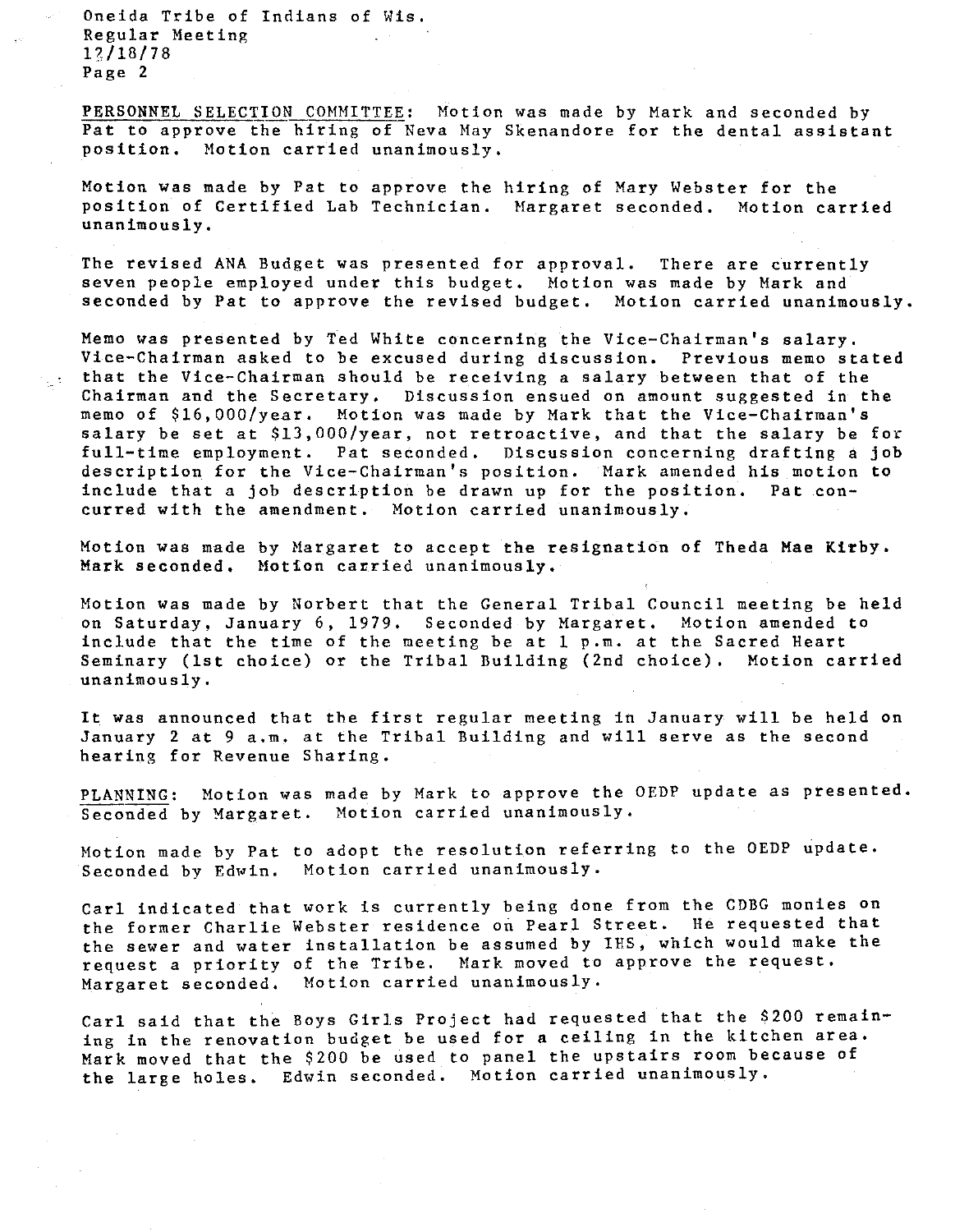PERSONNEL SELECTION COMMITTEE: Motion was made by Mark and seconded by Pat to approve the hiring of Neva May Skenandore for the dental assistant position. Motion carried unanimously.

Motion was made by Pat to approve the hiring of Mary Webster for the position of Certified Lab Technician. Margaret seconded. Motion carried unanimously.

The revised ANA Budget was presented for approval. There are currently seven people employed under this budget. Motion was made by Mark and seconded by Pat to approve the revised budget. Motion carried unanimously.

Memo was presented by Ted White concerning the Vice-Chairman's salary. Vice-Chairman asked to be excused during discussion. Previous memo stated that the Vice-Chairman should be receiving a salary between that of the Chairman and the Secretary. Discussion ensued on amount suggested in the memo of $16,000/year. Motion was made by Mark that the Vice-Chairman's salary be set at $13,000/year, not retroactive, and that the salary be for full-time employment. Pat seconded. Discussion concerning drafting a job description for the Vice-Chairman's position. Mark amended his motion to include that a job description be drawn up for the position. Pat concurred with the amendment. Motion carried unanimously.

Motion was made by Margaret to accept the resignation of Theda Mae Kirby. Mark seconded. Motion carried unanimously.

Motion was made by Norbert that the General Tribal Council meeting be held on Saturday, January 6, 1979. Seconded by Margaret. Motion amended to include that the time of the meeting be at 1 p.m. at the Sacred Heart Seminary (1st choice) or the Tribal Building (2nd choice). Motion carried unanimously.

It was announced that the first regular meeting in January will be held on January 2 at 9 a.m. at the Tribal Building and will serve as the second hearing for Revenue Sharing.

PLANNING: Motion was made by Mark to approve the OEDP update as presented. Seconded by Margaret. Motion carried unanimously.

Motion made by Pat to adopt the resolution referring to the OEDP update. Seconded by Edwin. Motion carried unanimously.

Carl indicated that work is currently being done from the CDBG monies on the former Charlie Webster residence on Pearl Street. He requested that the sewer and water installation be assumed by IHS, which would make the request a priority of the Tribe. Mark moved to approve the request. Margaret seconded. Motion carried unanimously.

Carl said that the Boys Girls Project had requested that the $200 remaining in the renovation budget be used for a ceiling in the kitchen area. Mark moved that the $200 be used to panel the upstairs room because of the large holes. Edwin seconded. Motion carried unanimously.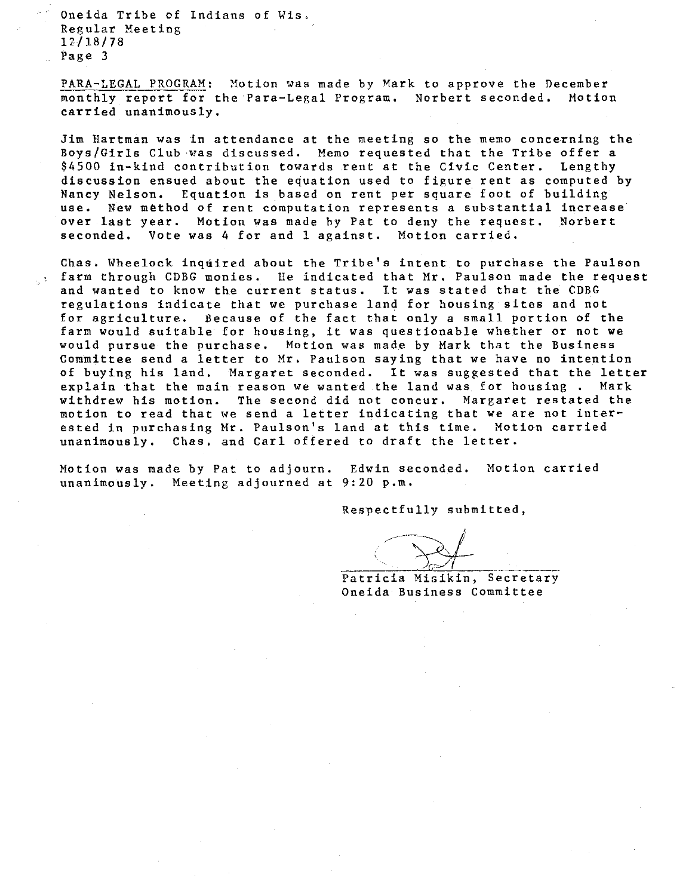PARA-LEGAL PROGRAM: Motion was made by Mark to approve the December monthly report for the Para-Legal Program. Norbert seconded. Motion carried unanimously.

Jim Hartman was in attendance at the meeting so the memo concerning the Boys/Girls Club was discussed. Memo requested that the Tribe offer a $4500 in-kind contribution towards rent at the Civic Center. Lengthy discussion ensued about the equation used to figure rent as computed by Nancy Nelson. Equation is based on rent per square foot of building use. New method of rent computation represents a substantial increase over last year. Motion was made by Pat to deny the request. Norbert seconded. Vote was 4 for and 1 against. Motion carried.

Chas. Wheelock inquired about the Tribe's intent to purchase the Paulson farm through CDBG monies. He indicated that Mr. Paulson made the request and wanted to know the current status. It was stated that the CDBG regulations indicate that we purchase land for housing sites and not for agriculture. Because of the fact that only a small portion of the farm would suitable for housing, it was questionable whether or not we would pursue the purchase. Motion was made by Mark that the Business Committee send a letter to Mr. Paulson saying that we have no intention of buying his land. Margaret seconded. It was suggested that the letter explain that the main reason we wanted the land was for housing . Mark withdrew his motion. The second did not concur. Margaret restated the motion to read that we send a letter indicating that we are not interested in purchasing Mr. Paulson's land at this time. Motion carried unanimously. Chas. and Carl offered to draft the letter.

Motion was made by Pat to adjourn. Edwin seconded. Motion carried unanimously. Meeting adjourned at 9:20 p.m.

Respectfully submitted,

Patricia Misikin, Secretary
Oneida Business Committee